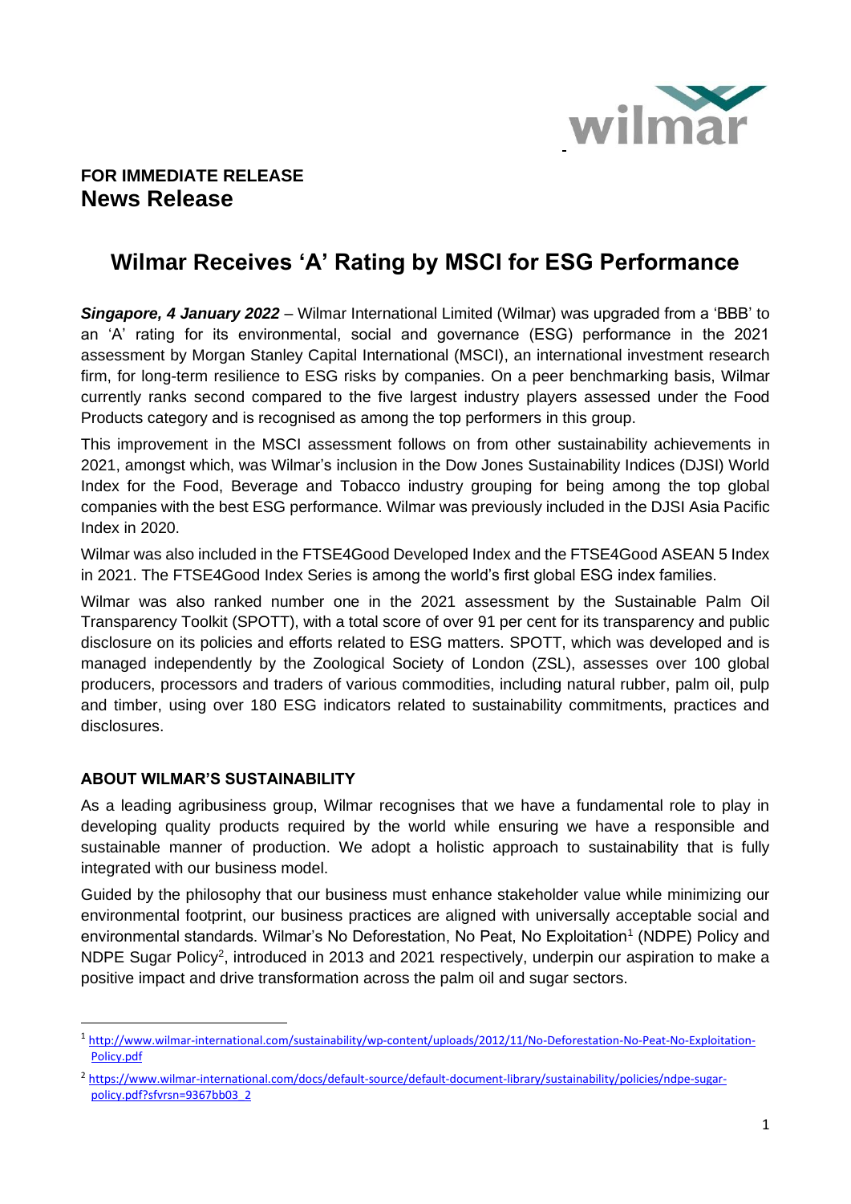**FOR IMMEDIATE RELEASE**
## News Release

# Wilmar Receives 'A' Rating by MSCI for ESG Performance

***Singapore, 4 January 2022*** – Wilmar International Limited (Wilmar) was upgraded from a 'BBB' to an 'A' rating for its environmental, social and governance (ESG) performance in the 2021 assessment by Morgan Stanley Capital International (MSCI), an international investment research firm, for long-term resilience to ESG risks by companies. On a peer benchmarking basis, Wilmar currently ranks second compared to the five largest industry players assessed under the Food Products category and is recognised as among the top performers in this group.

This improvement in the MSCI assessment follows on from other sustainability achievements in 2021, amongst which, was Wilmar's inclusion in the Dow Jones Sustainability Indices (DJSI) World Index for the Food, Beverage and Tobacco industry grouping for being among the top global companies with the best ESG performance. Wilmar was previously included in the DJSI Asia Pacific Index in 2020.

Wilmar was also included in the FTSE4Good Developed Index and the FTSE4Good ASEAN 5 Index in 2021. The FTSE4Good Index Series is among the world's first global ESG index families.

Wilmar was also ranked number one in the 2021 assessment by the Sustainable Palm Oil Transparency Toolkit (SPOTT), with a total score of over 91 per cent for its transparency and public disclosure on its policies and efforts related to ESG matters. SPOTT, which was developed and is managed independently by the Zoological Society of London (ZSL), assesses over 100 global producers, processors and traders of various commodities, including natural rubber, palm oil, pulp and timber, using over 180 ESG indicators related to sustainability commitments, practices and disclosures.

### ABOUT WILMAR'S SUSTAINABILITY

As a leading agribusiness group, Wilmar recognises that we have a fundamental role to play in developing quality products required by the world while ensuring we have a responsible and sustainable manner of production. We adopt a holistic approach to sustainability that is fully integrated with our business model.

Guided by the philosophy that our business must enhance stakeholder value while minimizing our environmental footprint, our business practices are aligned with universally acceptable social and environmental standards. Wilmar's No Deforestation, No Peat, No Exploitation[1] (NDPE) Policy and NDPE Sugar Policy[2], introduced in 2013 and 2021 respectively, underpin our aspiration to make a positive impact and drive transformation across the palm oil and sugar sectors.

---

[1] http://www.wilmar-international.com/sustainability/wp-content/uploads/2012/11/No-Deforestation-No-Peat-No-Exploitation-Policy.pdf

[2] https://www.wilmar-international.com/docs/default-source/default-document-library/sustainability/policies/ndpe-sugar-policy.pdf?sfvrsn=9367bb03_2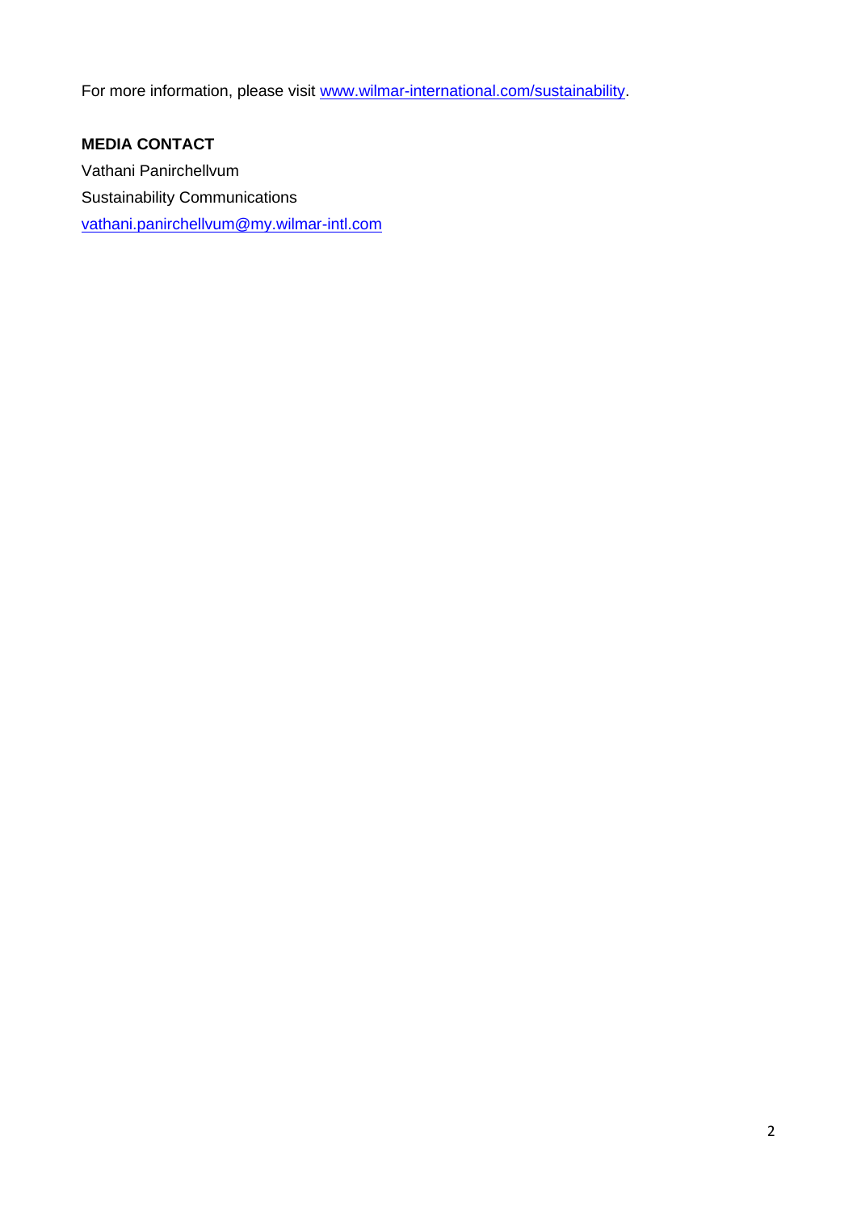For more information, please visit www.wilmar-international.com/sustainability.

**MEDIA CONTACT**

Vathani Panirchellvum
Sustainability Communications
vathani.panirchellvum@my.wilmar-intl.com